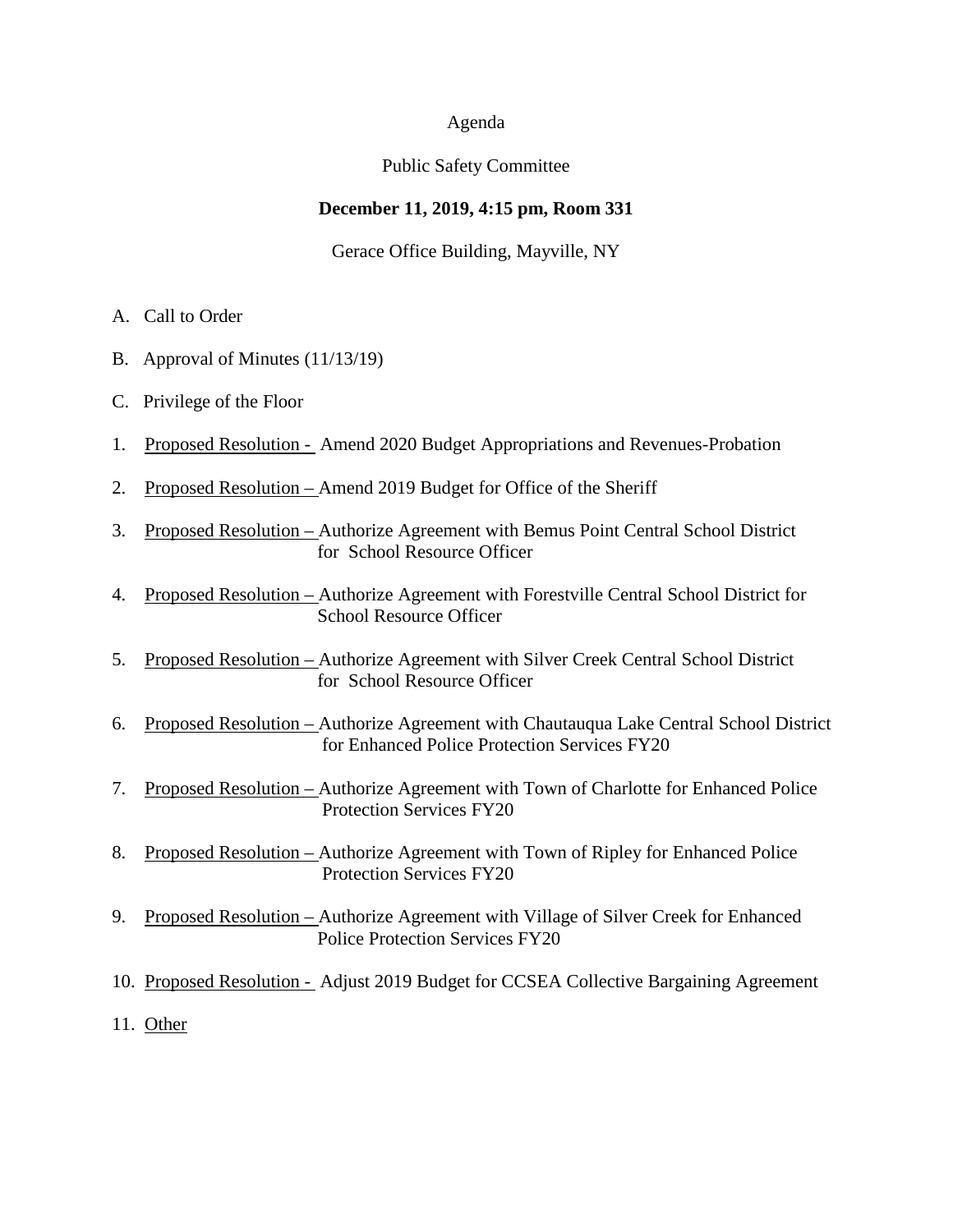Agenda

Public Safety Committee

**December 11, 2019, 4:15 pm, Room 331**

Gerace Office Building, Mayville, NY

A. Call to Order

B. Approval of Minutes (11/13/19)

C. Privilege of the Floor

1. Proposed Resolution - Amend 2020 Budget Appropriations and Revenues-Probation

2. Proposed Resolution – Amend 2019 Budget for Office of the Sheriff

3. Proposed Resolution – Authorize Agreement with Bemus Point Central School District for School Resource Officer

4. Proposed Resolution – Authorize Agreement with Forestville Central School District for School Resource Officer

5. Proposed Resolution – Authorize Agreement with Silver Creek Central School District for School Resource Officer

6. Proposed Resolution – Authorize Agreement with Chautauqua Lake Central School District for Enhanced Police Protection Services FY20

7. Proposed Resolution – Authorize Agreement with Town of Charlotte for Enhanced Police Protection Services FY20

8. Proposed Resolution – Authorize Agreement with Town of Ripley for Enhanced Police Protection Services FY20

9. Proposed Resolution – Authorize Agreement with Village of Silver Creek for Enhanced Police Protection Services FY20

10. Proposed Resolution - Adjust 2019 Budget for CCSEA Collective Bargaining Agreement

11. Other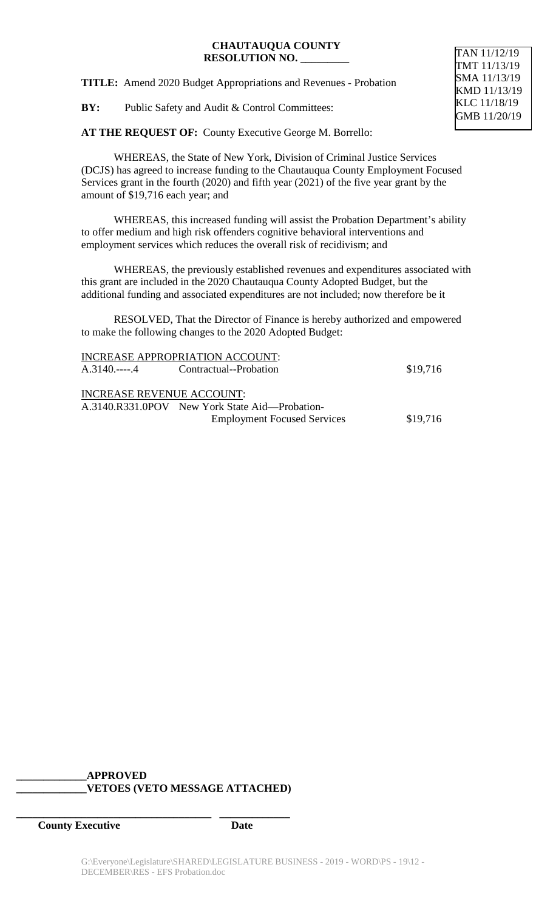**CHAUTAUQUA COUNTY**
**RESOLUTION NO. _________**

TAN 11/12/19
TMT 11/13/19
SMA 11/13/19
KMD 11/13/19
KLC 11/18/19
GMB 11/20/19

**TITLE:** Amend 2020 Budget Appropriations and Revenues - Probation

**BY:** Public Safety and Audit & Control Committees:

**AT THE REQUEST OF:** County Executive George M. Borrello:

WHEREAS, the State of New York, Division of Criminal Justice Services (DCJS) has agreed to increase funding to the Chautauqua County Employment Focused Services grant in the fourth (2020) and fifth year (2021) of the five year grant by the amount of $19,716 each year; and

WHEREAS, this increased funding will assist the Probation Department's ability to offer medium and high risk offenders cognitive behavioral interventions and employment services which reduces the overall risk of recidivism; and

WHEREAS, the previously established revenues and expenditures associated with this grant are included in the 2020 Chautauqua County Adopted Budget, but the additional funding and associated expenditures are not included; now therefore be it

RESOLVED, That the Director of Finance is hereby authorized and empowered to make the following changes to the 2020 Adopted Budget:

INCREASE APPROPRIATION ACCOUNT:

| | | |
|---|---|---|
| A.3140.----.4 | Contractual--Probation | $19,716 |

INCREASE REVENUE ACCOUNT:

| | | |
|---|---|---|
| A.3140.R331.0POV | New York State Aid—Probation-Employment Focused Services | $19,716 |

_____________**APPROVED**
_____________**VETOES (VETO MESSAGE ATTACHED)**

_____________________________________ _____________
**County Executive** **Date**

G:\Everyone\Legislature\SHARED\LEGISLATURE BUSINESS - 2019 - WORD\PS - 19\12 - DECEMBER\RES - EFS Probation.doc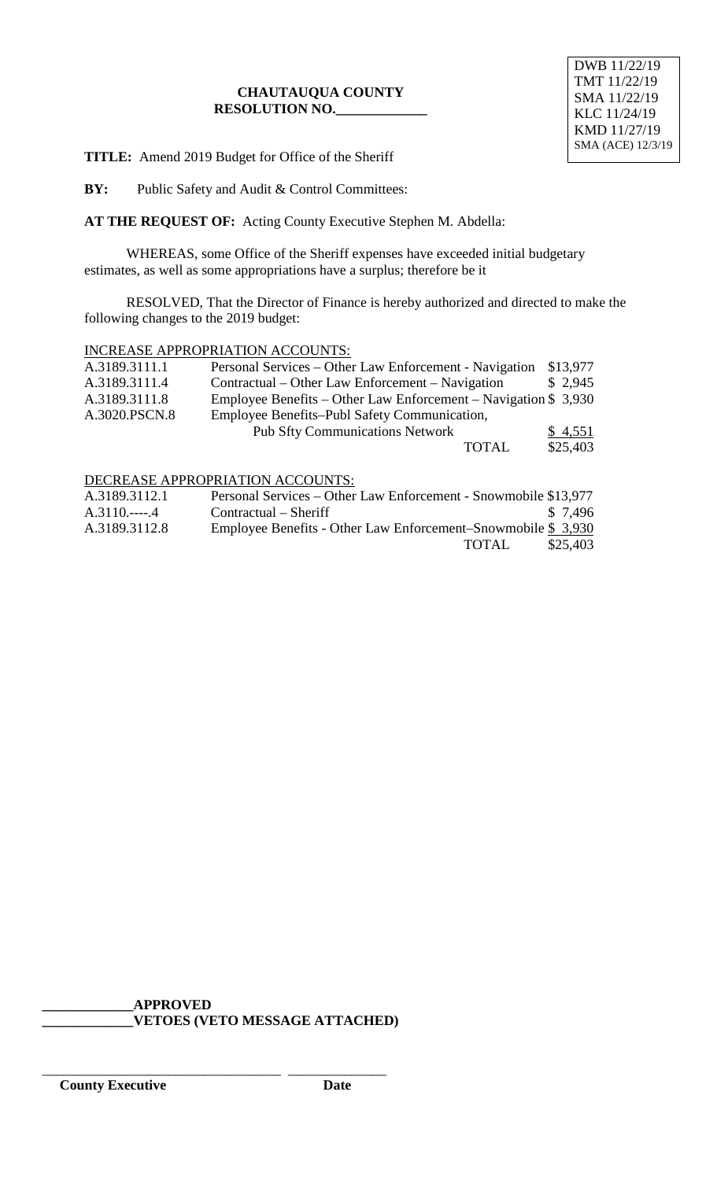DWB 11/22/19
TMT 11/22/19
SMA 11/22/19
KLC 11/24/19
KMD 11/27/19
SMA (ACE) 12/3/19

**CHAUTAUQUA COUNTY**
**RESOLUTION NO.____________**

**TITLE:** Amend 2019 Budget for Office of the Sheriff

**BY:** Public Safety and Audit & Control Committees:

**AT THE REQUEST OF:** Acting County Executive Stephen M. Abdella:

WHEREAS, some Office of the Sheriff expenses have exceeded initial budgetary estimates, as well as some appropriations have a surplus; therefore be it

RESOLVED, That the Director of Finance is hereby authorized and directed to make the following changes to the 2019 budget:

INCREASE APPROPRIATION ACCOUNTS:

| | | |
|---|---|---|
| A.3189.3111.1 | Personal Services – Other Law Enforcement - Navigation | $13,977 |
| A.3189.3111.4 | Contractual – Other Law Enforcement – Navigation | $ 2,945 |
| A.3189.3111.8 | Employee Benefits – Other Law Enforcement – Navigation | $ 3,930 |
| A.3020.PSCN.8 | Employee Benefits–Publ Safety Communication, Pub Sfty Communications Network | $ 4,551 |
| | TOTAL | $25,403 |

DECREASE APPROPRIATION ACCOUNTS:

| | | |
|---|---|---|
| A.3189.3112.1 | Personal Services – Other Law Enforcement - Snowmobile | $13,977 |
| A.3110.----.4 | Contractual – Sheriff | $ 7,496 |
| A.3189.3112.8 | Employee Benefits - Other Law Enforcement–Snowmobile | $ 3,930 |
| | TOTAL | $25,403 |

**____________APPROVED**
**____________VETOES (VETO MESSAGE ATTACHED)**

_______________________________ _____________
**County Executive** **Date**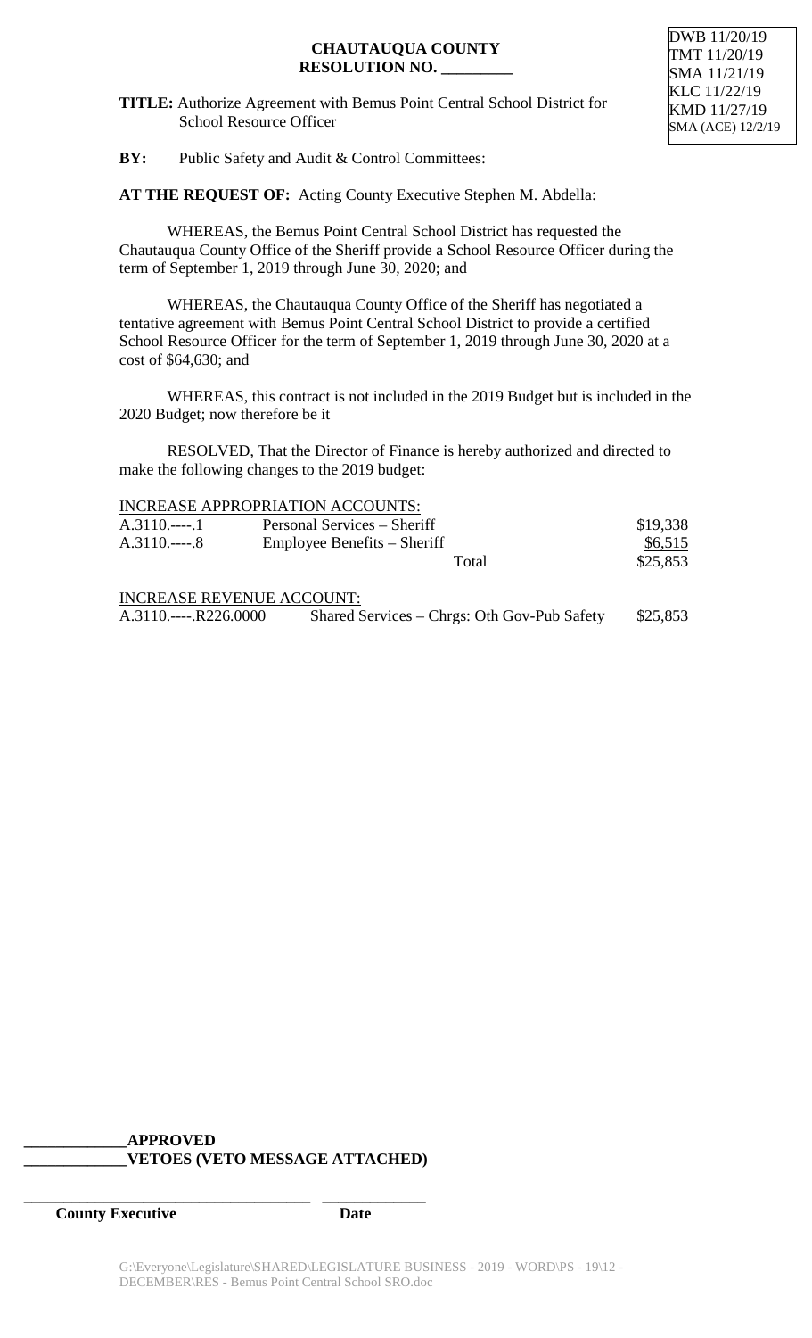DWB 11/20/19
TMT 11/20/19
SMA 11/21/19
KLC 11/22/19
KMD 11/27/19
SMA (ACE) 12/2/19

**CHAUTAUQUA COUNTY**
**RESOLUTION NO. _________**

**TITLE:** Authorize Agreement with Bemus Point Central School District for School Resource Officer

**BY:** Public Safety and Audit & Control Committees:

**AT THE REQUEST OF:** Acting County Executive Stephen M. Abdella:

WHEREAS, the Bemus Point Central School District has requested the Chautauqua County Office of the Sheriff provide a School Resource Officer during the term of September 1, 2019 through June 30, 2020; and

WHEREAS, the Chautauqua County Office of the Sheriff has negotiated a tentative agreement with Bemus Point Central School District to provide a certified School Resource Officer for the term of September 1, 2019 through June 30, 2020 at a cost of $64,630; and

WHEREAS, this contract is not included in the 2019 Budget but is included in the 2020 Budget; now therefore be it

RESOLVED, That the Director of Finance is hereby authorized and directed to make the following changes to the 2019 budget:

INCREASE APPROPRIATION ACCOUNTS:

| | | |
|---|---|---|
| A.3110.----.1 | Personal Services – Sheriff | $19,338 |
| A.3110.----.8 | Employee Benefits – Sheriff | $6,515 |
| | Total | $25,853 |

INCREASE REVENUE ACCOUNT:

| | | |
|---|---|---|
| A.3110.----.R226.0000 | Shared Services – Chrgs: Oth Gov-Pub Safety | $25,853 |

_____________**APPROVED**
_____________**VETOES (VETO MESSAGE ATTACHED)**

_____________________________________ _____________
**County Executive** **Date**

G:\Everyone\Legislature\SHARED\LEGISLATURE BUSINESS - 2019 - WORD\PS - 19\12 - DECEMBER\RES - Bemus Point Central School SRO.doc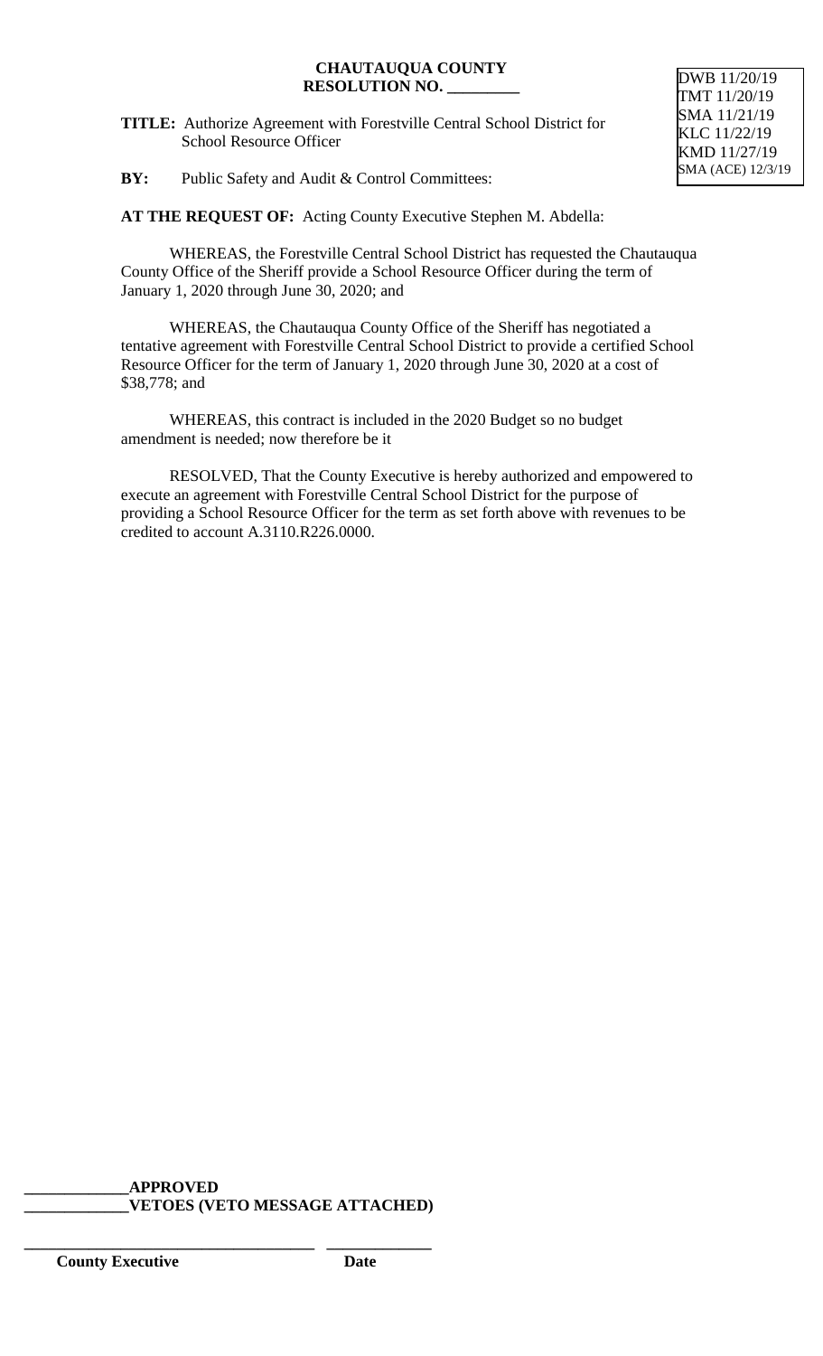**CHAUTAUQUA COUNTY**
**RESOLUTION NO. _________**

DWB 11/20/19
TMT 11/20/19
SMA 11/21/19
KLC 11/22/19
KMD 11/27/19
SMA (ACE) 12/3/19

**TITLE:** Authorize Agreement with Forestville Central School District for School Resource Officer

**BY:** Public Safety and Audit & Control Committees:

**AT THE REQUEST OF:** Acting County Executive Stephen M. Abdella:

WHEREAS, the Forestville Central School District has requested the Chautauqua County Office of the Sheriff provide a School Resource Officer during the term of January 1, 2020 through June 30, 2020; and

WHEREAS, the Chautauqua County Office of the Sheriff has negotiated a tentative agreement with Forestville Central School District to provide a certified School Resource Officer for the term of January 1, 2020 through June 30, 2020 at a cost of $38,778; and

WHEREAS, this contract is included in the 2020 Budget so no budget amendment is needed; now therefore be it

RESOLVED, That the County Executive is hereby authorized and empowered to execute an agreement with Forestville Central School District for the purpose of providing a School Resource Officer for the term as set forth above with revenues to be credited to account A.3110.R226.0000.

_____________**APPROVED**
_____________**VETOES (VETO MESSAGE ATTACHED)**

_____________________________________ _____________
**County Executive** **Date**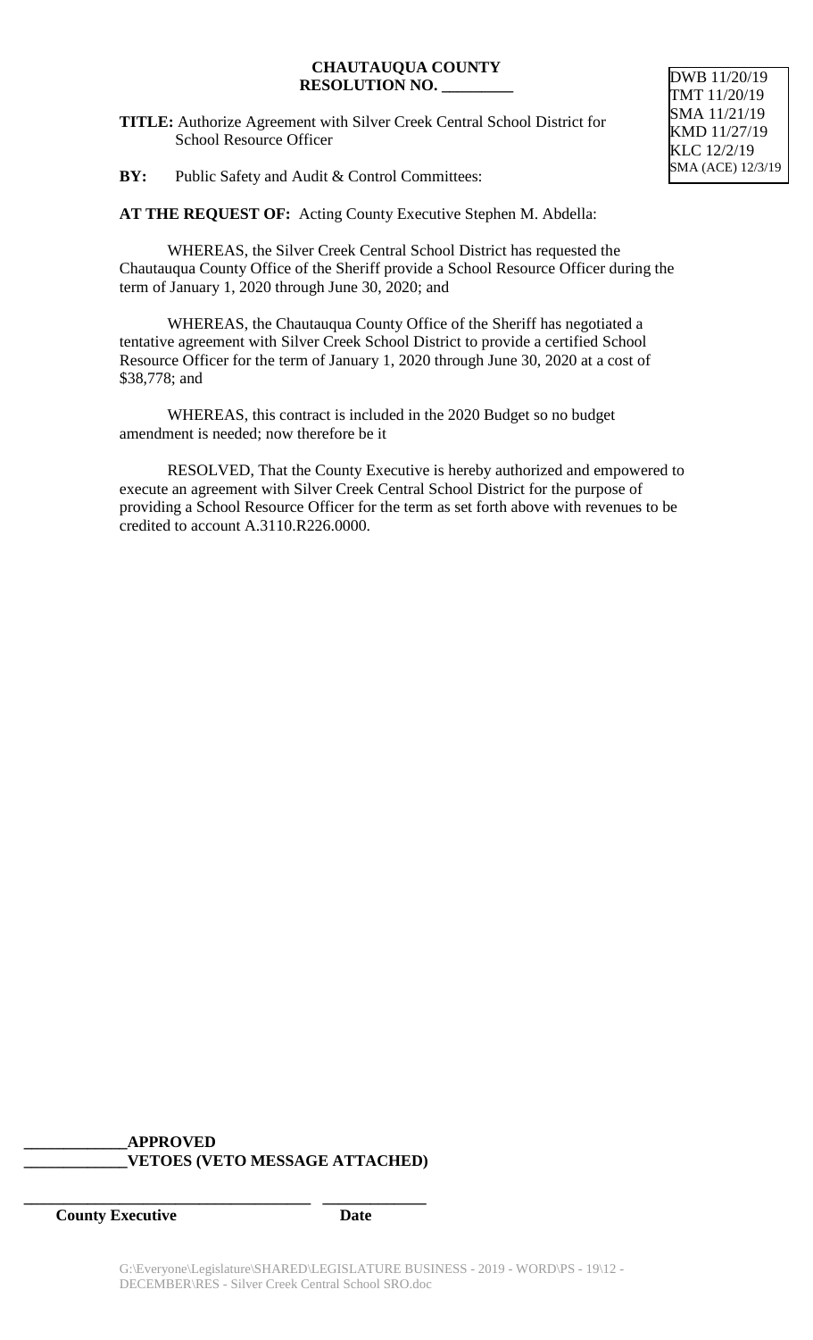**CHAUTAUQUA COUNTY**
**RESOLUTION NO. _________**

DWB 11/20/19
TMT 11/20/19
SMA 11/21/19
KMD 11/27/19
KLC 12/2/19
SMA (ACE) 12/3/19

**TITLE:** Authorize Agreement with Silver Creek Central School District for School Resource Officer

**BY:** Public Safety and Audit & Control Committees:

**AT THE REQUEST OF:** Acting County Executive Stephen M. Abdella:

WHEREAS, the Silver Creek Central School District has requested the Chautauqua County Office of the Sheriff provide a School Resource Officer during the term of January 1, 2020 through June 30, 2020; and

WHEREAS, the Chautauqua County Office of the Sheriff has negotiated a tentative agreement with Silver Creek School District to provide a certified School Resource Officer for the term of January 1, 2020 through June 30, 2020 at a cost of $38,778; and

WHEREAS, this contract is included in the 2020 Budget so no budget amendment is needed; now therefore be it

RESOLVED, That the County Executive is hereby authorized and empowered to execute an agreement with Silver Creek Central School District for the purpose of providing a School Resource Officer for the term as set forth above with revenues to be credited to account A.3110.R226.0000.

**_____________APPROVED**
**_____________VETOES (VETO MESSAGE ATTACHED)**

**_____________________________________ _____________**
**County Executive Date**

G:\Everyone\Legislature\SHARED\LEGISLATURE BUSINESS - 2019 - WORD\PS - 19\12 - DECEMBER\RES - Silver Creek Central School SRO.doc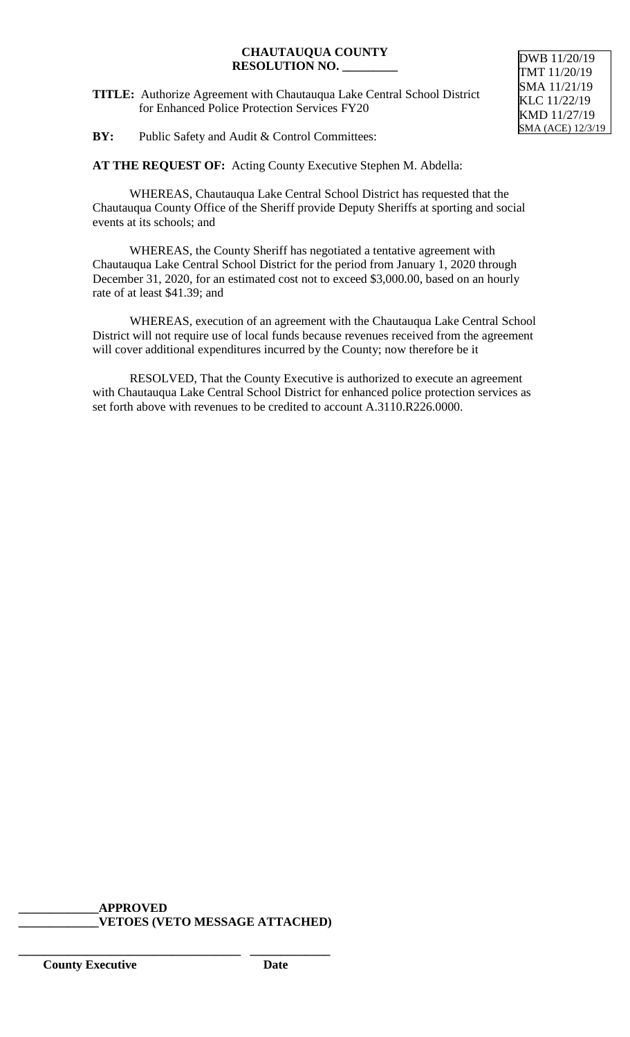**CHAUTAUQUA COUNTY**
**RESOLUTION NO. _________**

DWB 11/20/19
TMT 11/20/19
SMA 11/21/19
KLC 11/22/19
KMD 11/27/19
SMA (ACE) 12/3/19

**TITLE:** Authorize Agreement with Chautauqua Lake Central School District for Enhanced Police Protection Services FY20

**BY:** Public Safety and Audit & Control Committees:

**AT THE REQUEST OF:** Acting County Executive Stephen M. Abdella:

WHEREAS, Chautauqua Lake Central School District has requested that the Chautauqua County Office of the Sheriff provide Deputy Sheriffs at sporting and social events at its schools; and

WHEREAS, the County Sheriff has negotiated a tentative agreement with Chautauqua Lake Central School District for the period from January 1, 2020 through December 31, 2020, for an estimated cost not to exceed $3,000.00, based on an hourly rate of at least $41.39; and

WHEREAS, execution of an agreement with the Chautauqua Lake Central School District will not require use of local funds because revenues received from the agreement will cover additional expenditures incurred by the County; now therefore be it

RESOLVED, That the County Executive is authorized to execute an agreement with Chautauqua Lake Central School District for enhanced police protection services as set forth above with revenues to be credited to account A.3110.R226.0000.

_____________**APPROVED**
_____________**VETOES (VETO MESSAGE ATTACHED)**

___________________________________ _____________
**County Executive** **Date**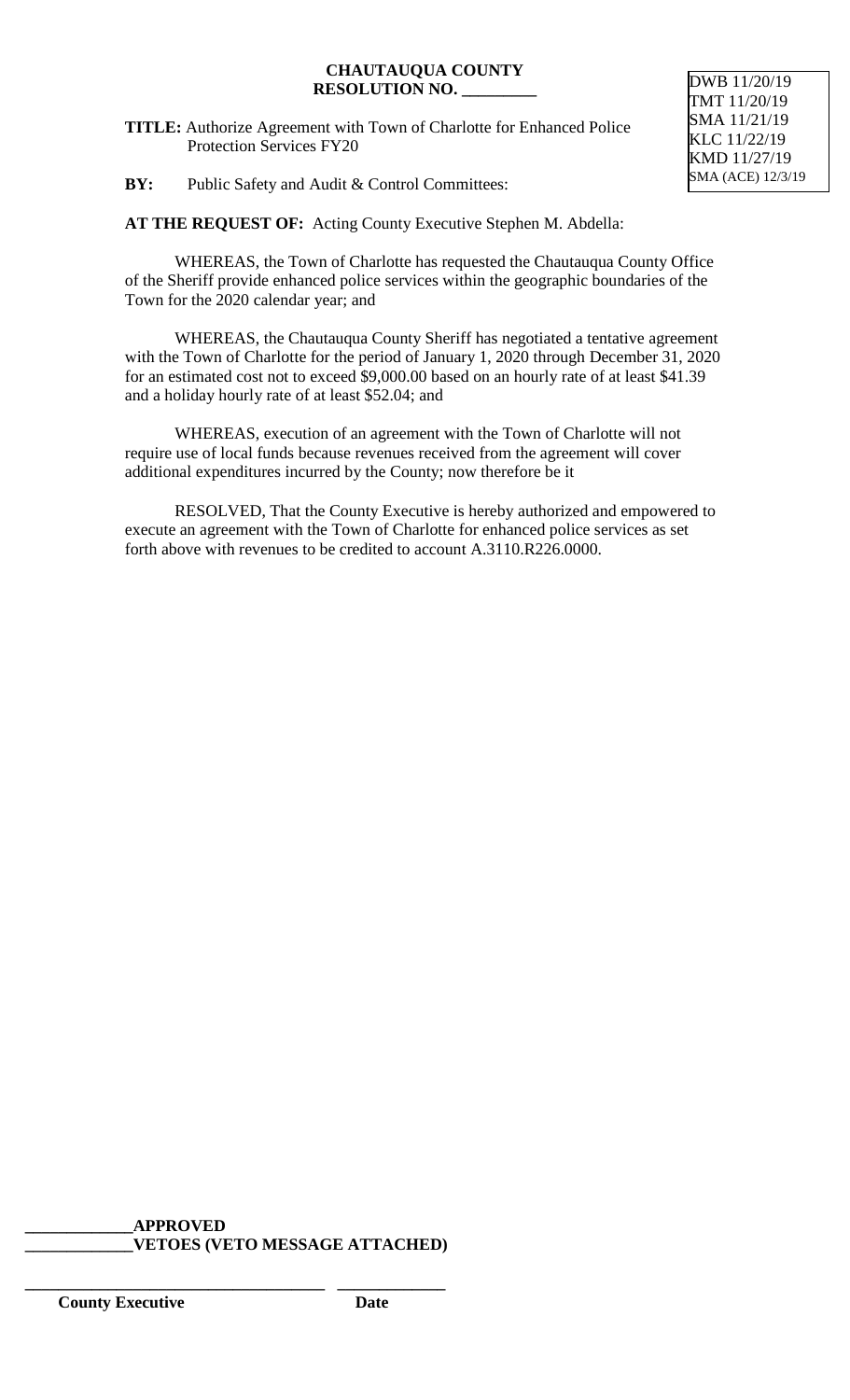**CHAUTAUQUA COUNTY**
**RESOLUTION NO. _________**

DWB 11/20/19
TMT 11/20/19
SMA 11/21/19
KLC 11/22/19
KMD 11/27/19
SMA (ACE) 12/3/19

**TITLE:** Authorize Agreement with Town of Charlotte for Enhanced Police Protection Services FY20

**BY:** Public Safety and Audit & Control Committees:

**AT THE REQUEST OF:** Acting County Executive Stephen M. Abdella:

WHEREAS, the Town of Charlotte has requested the Chautauqua County Office of the Sheriff provide enhanced police services within the geographic boundaries of the Town for the 2020 calendar year; and

WHEREAS, the Chautauqua County Sheriff has negotiated a tentative agreement with the Town of Charlotte for the period of January 1, 2020 through December 31, 2020 for an estimated cost not to exceed $9,000.00 based on an hourly rate of at least $41.39 and a holiday hourly rate of at least $52.04; and

WHEREAS, execution of an agreement with the Town of Charlotte will not require use of local funds because revenues received from the agreement will cover additional expenditures incurred by the County; now therefore be it

RESOLVED, That the County Executive is hereby authorized and empowered to execute an agreement with the Town of Charlotte for enhanced police services as set forth above with revenues to be credited to account A.3110.R226.0000.

**_____________APPROVED**
**_____________VETOES (VETO MESSAGE ATTACHED)**

_____________________________________ _____________
**County Executive** **Date**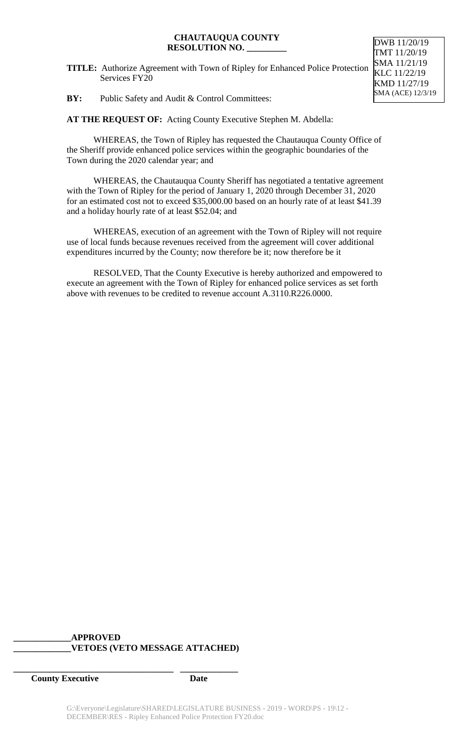**CHAUTAUQUA COUNTY**
**RESOLUTION NO. _________**

DWB 11/20/19
TMT 11/20/19
SMA 11/21/19
KLC 11/22/19
KMD 11/27/19
SMA (ACE) 12/3/19

**TITLE:** Authorize Agreement with Town of Ripley for Enhanced Police Protection Services FY20

**BY:** Public Safety and Audit & Control Committees:

**AT THE REQUEST OF:** Acting County Executive Stephen M. Abdella:

WHEREAS, the Town of Ripley has requested the Chautauqua County Office of the Sheriff provide enhanced police services within the geographic boundaries of the Town during the 2020 calendar year; and

WHEREAS, the Chautauqua County Sheriff has negotiated a tentative agreement with the Town of Ripley for the period of January 1, 2020 through December 31, 2020 for an estimated cost not to exceed $35,000.00 based on an hourly rate of at least $41.39 and a holiday hourly rate of at least $52.04; and

WHEREAS, execution of an agreement with the Town of Ripley will not require use of local funds because revenues received from the agreement will cover additional expenditures incurred by the County; now therefore be it; now therefore be it

RESOLVED, That the County Executive is hereby authorized and empowered to execute an agreement with the Town of Ripley for enhanced police services as set forth above with revenues to be credited to revenue account A.3110.R226.0000.

**_____________APPROVED**
**_____________VETOES (VETO MESSAGE ATTACHED)**

_____________________________________ _____________
**County Executive** **Date**

G:\Everyone\Legislature\SHARED\LEGISLATURE BUSINESS - 2019 - WORD\PS - 19\12 - DECEMBER\RES - Ripley Enhanced Police Protection FY20.doc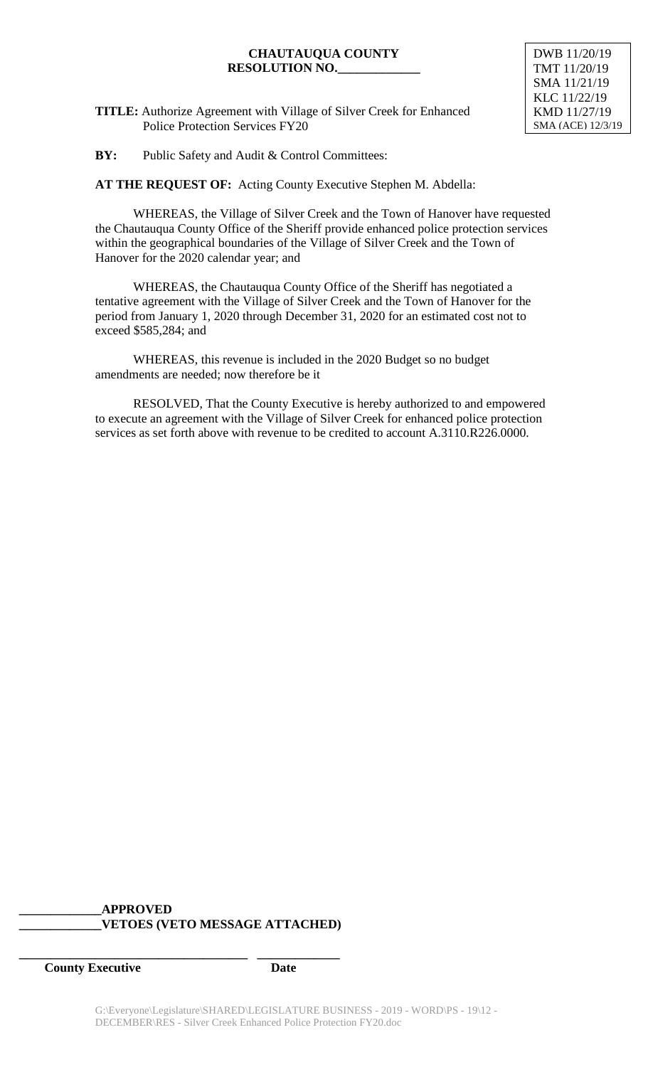**CHAUTAUQUA COUNTY**
**RESOLUTION NO.\_\_\_\_\_\_\_\_\_\_\_\_\_**

DWB 11/20/19
TMT 11/20/19
SMA 11/21/19
KLC 11/22/19
KMD 11/27/19
SMA (ACE) 12/3/19

**TITLE:** Authorize Agreement with Village of Silver Creek for Enhanced Police Protection Services FY20

**BY:** Public Safety and Audit & Control Committees:

**AT THE REQUEST OF:** Acting County Executive Stephen M. Abdella:

WHEREAS, the Village of Silver Creek and the Town of Hanover have requested the Chautauqua County Office of the Sheriff provide enhanced police protection services within the geographical boundaries of the Village of Silver Creek and the Town of Hanover for the 2020 calendar year; and

WHEREAS, the Chautauqua County Office of the Sheriff has negotiated a tentative agreement with the Village of Silver Creek and the Town of Hanover for the period from January 1, 2020 through December 31, 2020 for an estimated cost not to exceed $585,284; and

WHEREAS, this revenue is included in the 2020 Budget so no budget amendments are needed; now therefore be it

RESOLVED, That the County Executive is hereby authorized to and empowered to execute an agreement with the Village of Silver Creek for enhanced police protection services as set forth above with revenue to be credited to account A.3110.R226.0000.

\_\_\_\_\_\_\_\_\_\_\_\_\_**APPROVED**
\_\_\_\_\_\_\_\_\_\_\_\_\_**VETOES (VETO MESSAGE ATTACHED)**

\_\_\_\_\_\_\_\_\_\_\_\_\_\_\_\_\_\_\_\_\_\_\_\_\_\_\_\_\_\_\_\_\_\_\_\_ \_\_\_\_\_\_\_\_\_\_\_\_\_
**County Executive** **Date**

G:\Everyone\Legislature\SHARED\LEGISLATURE BUSINESS - 2019 - WORD\PS - 19\12 - DECEMBER\RES - Silver Creek Enhanced Police Protection FY20.doc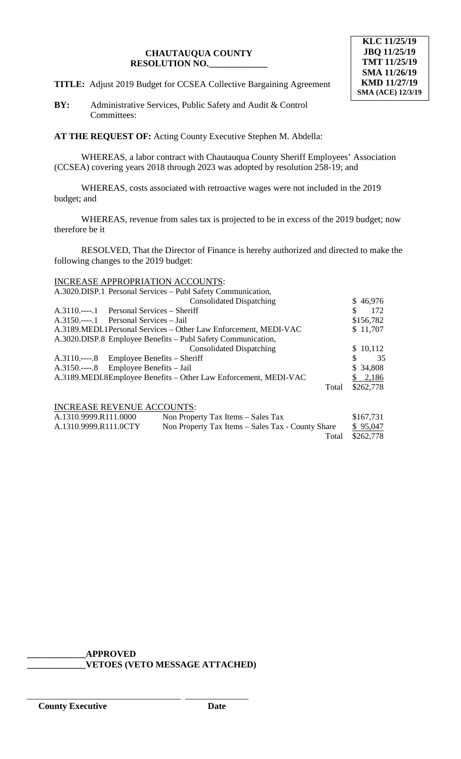**KLC 11/25/19**
**JBQ 11/25/19**
**TMT 11/25/19**
**SMA 11/26/19**
**KMD 11/27/19**
**SMA (ACE) 12/3/19**

**CHAUTAUQUA COUNTY**
**RESOLUTION NO.\_\_\_\_\_\_\_\_\_\_\_\_\_**

**TITLE:** Adjust 2019 Budget for CCSEA Collective Bargaining Agreement

**BY:** Administrative Services, Public Safety and Audit & Control Committees:

**AT THE REQUEST OF:** Acting County Executive Stephen M. Abdella:

WHEREAS, a labor contract with Chautauqua County Sheriff Employees' Association (CCSEA) covering years 2018 through 2023 was adopted by resolution 258-19; and

WHEREAS, costs associated with retroactive wages were not included in the 2019 budget; and

WHEREAS, revenue from sales tax is projected to be in excess of the 2019 budget; now therefore be it

RESOLVED, That the Director of Finance is hereby authorized and directed to make the following changes to the 2019 budget:

INCREASE APPROPRIATION ACCOUNTS:

| | | |
|---|---|---|
| A.3020.DISP.1 | Personal Services – Publ Safety Communication, Consolidated Dispatching | $ 46,976 |
| A.3110.----.1 | Personal Services – Sheriff | $ 172 |
| A.3150.----.1 | Personal Services – Jail | $156,782 |
| A.3189.MEDI.1 | Personal Services – Other Law Enforcement, MEDI-VAC | $ 11,707 |
| A.3020.DISP.8 | Employee Benefits – Publ Safety Communication, Consolidated Dispatching | $ 10,112 |
| A.3110.----.8 | Employee Benefits – Sheriff | $ 35 |
| A.3150.----.8 | Employee Benefits – Jail | $ 34,808 |
| A.3189.MEDI.8 | Employee Benefits – Other Law Enforcement, MEDI-VAC | $ 2,186 |
| | Total | $262,778 |

INCREASE REVENUE ACCOUNTS:

| | | |
|---|---|---|
| A.1310.9999.R111.0000 | Non Property Tax Items – Sales Tax | $167,731 |
| A.1310.9999.R111.0CTY | Non Property Tax Items – Sales Tax - County Share | $ 95,047 |
| | Total | $262,778 |

\_\_\_\_\_\_\_\_\_\_\_\_\_**APPROVED**
\_\_\_\_\_\_\_\_\_\_\_\_\_**VETOES (VETO MESSAGE ATTACHED)**

\_\_\_\_\_\_\_\_\_\_\_\_\_\_\_\_\_\_\_\_\_\_\_\_\_\_\_\_\_\_\_\_\_\_ \_\_\_\_\_\_\_\_\_\_\_\_\_\_\_
**County Executive** **Date**